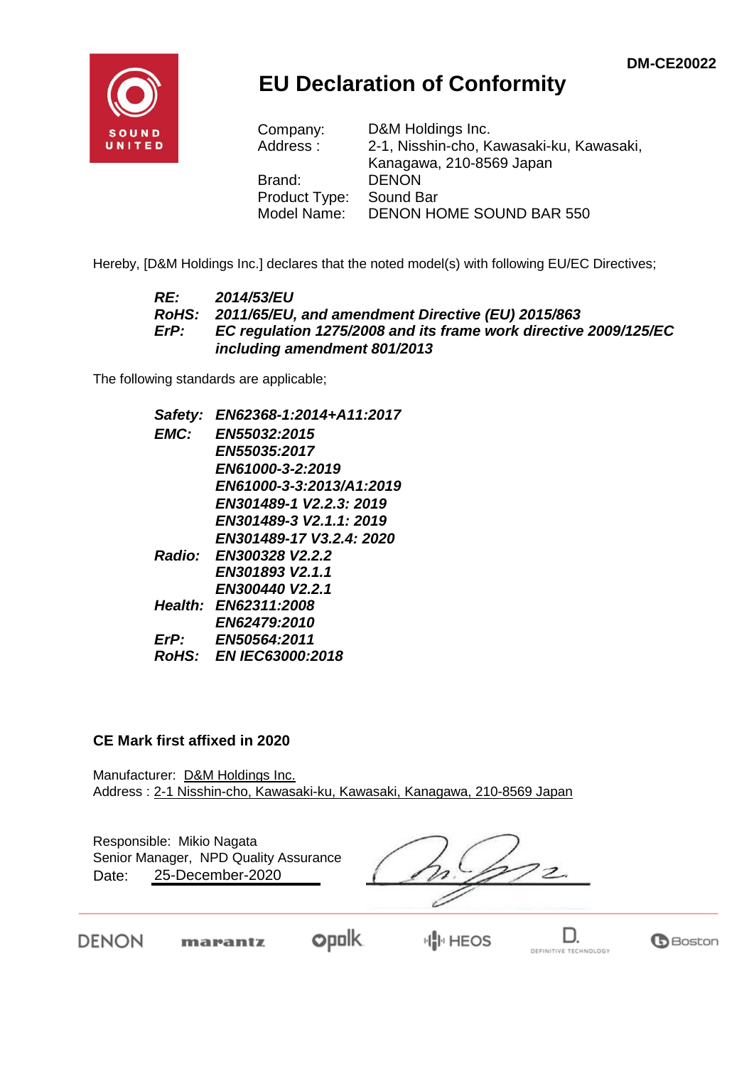DM-CE20022

SOUND UNITED

# EU Declaration of Conformity

| | |
|---|---|
| Company: | D&M Holdings Inc. |
| Address : | 2-1, Nisshin-cho, Kawasaki-ku, Kawasaki, Kanagawa, 210-8569 Japan |
| Brand: | DENON |
| Product Type: | Sound Bar |
| Model Name: | DENON HOME SOUND BAR 550 |

Hereby, [D&M Holdings Inc.] declares that the noted model(s) with following EU/EC Directives;

***RE:*** ***2014/53/EU***
***RoHS:*** ***2011/65/EU, and amendment Directive (EU) 2015/863***
***ErP:*** ***EC regulation 1275/2008 and its frame work directive 2009/125/EC including amendment 801/2013***

The following standards are applicable;

***Safety:*** ***EN62368-1:2014+A11:2017***
***EMC:*** ***EN55032:2015***
***EN55035:2017***
***EN61000-3-2:2019***
***EN61000-3-3:2013/A1:2019***
***EN301489-1 V2.2.3: 2019***
***EN301489-3 V2.1.1: 2019***
***EN301489-17 V3.2.4: 2020***
***Radio:*** ***EN300328 V2.2.2***
***EN301893 V2.1.1***
***EN300440 V2.2.1***
***Health:*** ***EN62311:2008***
***EN62479:2010***
***ErP:*** ***EN50564:2011***
***RoHS:*** ***EN IEC63000:2018***

**CE Mark first affixed in 2020**

Manufacturer: D&M Holdings Inc.
Address : 2-1 Nisshin-cho, Kawasaki-ku, Kawasaki, Kanagawa, 210-8569 Japan

Responsible: Mikio Nagata
Senior Manager, NPD Quality Assurance
Date: 25-December-2020

DENON marantz polk HEOS DEFINITIVE TECHNOLOGY Boston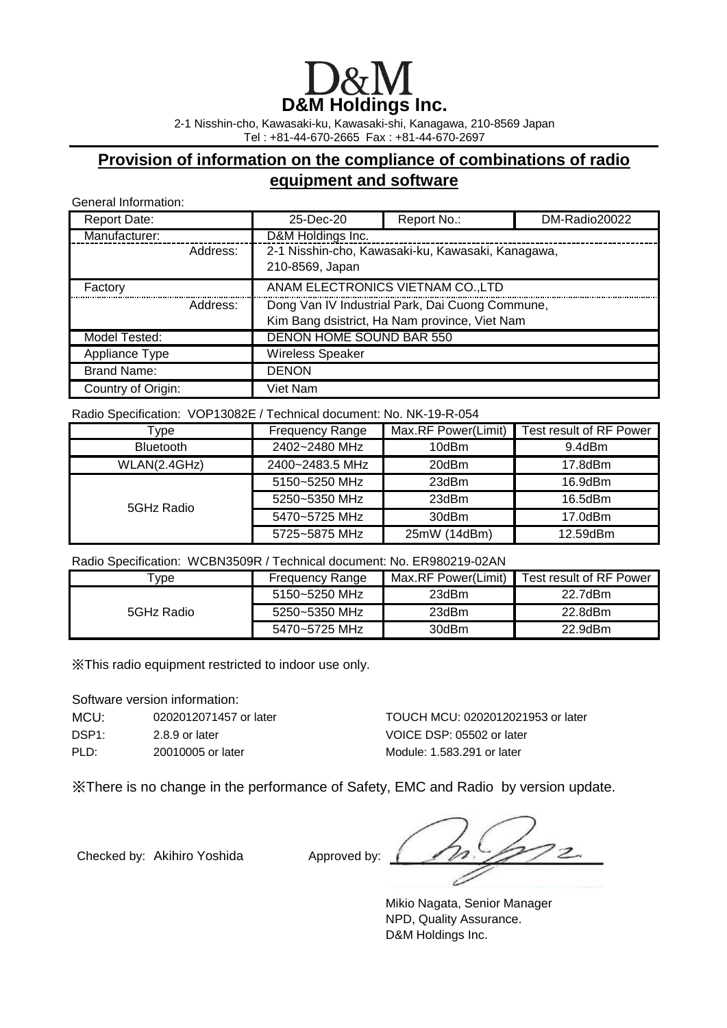# D&M

**D&M Holdings Inc.**

2-1 Nisshin-cho, Kawasaki-ku, Kawasaki-shi, Kanagawa, 210-8569 Japan
Tel : +81-44-670-2665 Fax : +81-44-670-2697

## Provision of information on the compliance of combinations of radio equipment and software

General Information:

| | | | |
|---|---|---|---|
| Report Date: | 25-Dec-20 | Report No.: | DM-Radio20022 |
| Manufacturer: | D&M Holdings Inc. | | |
| Address: | 2-1 Nisshin-cho, Kawasaki-ku, Kawasaki, Kanagawa, 210-8569, Japan | | |
| Factory | ANAM ELECTRONICS VIETNAM CO.,LTD | | |
| Address: | Dong Van IV Industrial Park, Dai Cuong Commune, Kim Bang dsistrict, Ha Nam province, Viet Nam | | |
| Model Tested: | DENON HOME SOUND BAR 550 | | |
| Appliance Type | Wireless Speaker | | |
| Brand Name: | DENON | | |
| Country of Origin: | Viet Nam | | |

Radio Specification: VOP13082E / Technical document: No. NK-19-R-054

| Type | Frequency Range | Max.RF Power(Limit) | Test result of RF Power |
|---|---|---|---|
| Bluetooth | 2402~2480 MHz | 10dBm | 9.4dBm |
| WLAN(2.4GHz) | 2400~2483.5 MHz | 20dBm | 17.8dBm |
| 5GHz Radio | 5150~5250 MHz | 23dBm | 16.9dBm |
| | 5250~5350 MHz | 23dBm | 16.5dBm |
| | 5470~5725 MHz | 30dBm | 17.0dBm |
| | 5725~5875 MHz | 25mW (14dBm) | 12.59dBm |

Radio Specification: WCBN3509R / Technical document: No. ER980219-02AN

| Type | Frequency Range | Max.RF Power(Limit) | Test result of RF Power |
|---|---|---|---|
| 5GHz Radio | 5150~5250 MHz | 23dBm | 22.7dBm |
| | 5250~5350 MHz | 23dBm | 22.8dBm |
| | 5470~5725 MHz | 30dBm | 22.9dBm |

※This radio equipment restricted to indoor use only.

Software version information:

| | | |
|---|---|---|
| MCU: | 0202012071457 or later | TOUCH MCU: 0202012021953 or later |
| DSP1: | 2.8.9 or later | VOICE DSP: 05502 or later |
| PLD: | 20010005 or later | Module: 1.583.291 or later |

※There is no change in the performance of Safety, EMC and Radio by version update.

Checked by: Akihiro Yoshida

Approved by:

Mikio Nagata, Senior Manager
NPD, Quality Assurance.
D&M Holdings Inc.